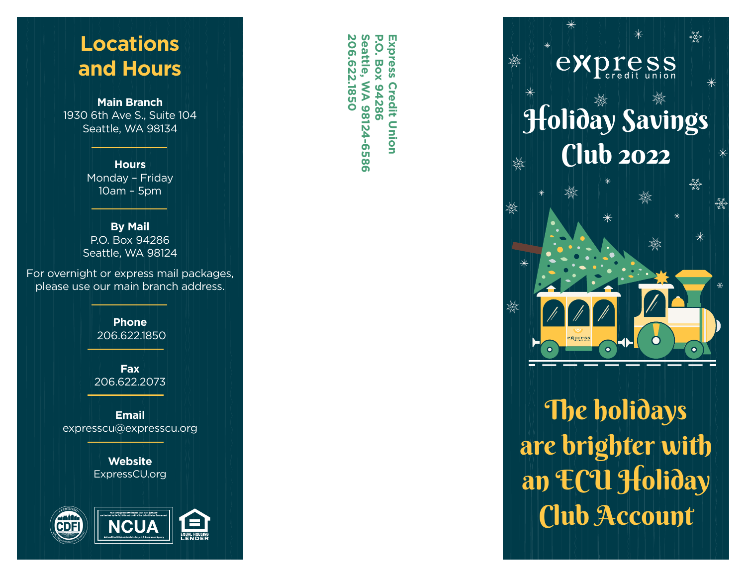# Locations and Hours

**Main Branch**
1930 6th Ave S., Suite 104
Seattle, WA 98134

**Hours**
Monday – Friday
10am – 5pm

**By Mail**
P.O. Box 94286
Seattle, WA 98124

For overnight or express mail packages, please use our main branch address.

**Phone**
206.622.1850

**Fax**
206.622.2073

**Email**
expresscu@expresscu.org

**Website**
ExpressCU.org

**Express Credit Union**
**P.O. Box 94286**
**Seattle, WA 98124-6586**
**206.622.1850**

express credit union

# Holiday Savings Club 2022

## The holidays are brighter with an ECU Holiday Club Account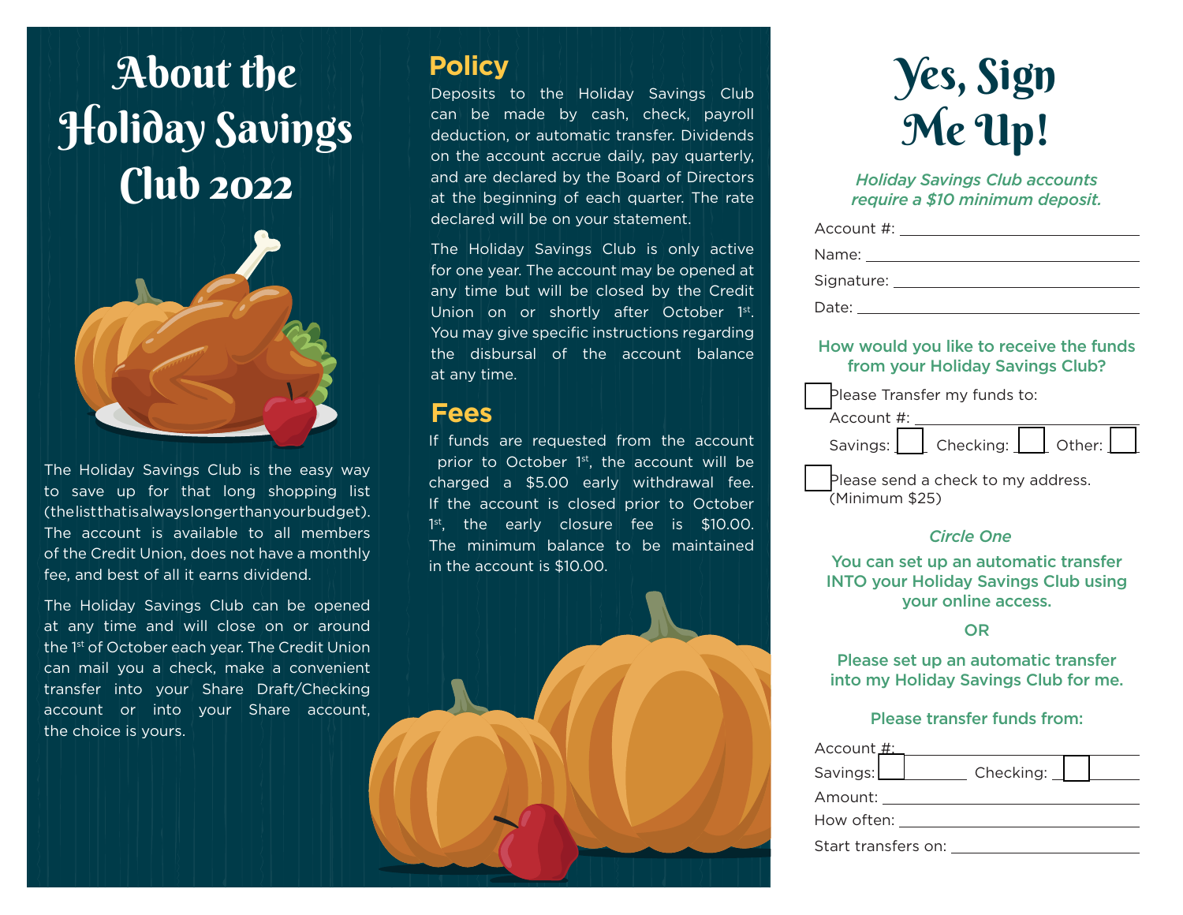# About the Holiday Savings Club 2022

The Holiday Savings Club is the easy way to save up for that long shopping list (the list that is always longer than your budget). The account is available to all members of the Credit Union, does not have a monthly fee, and best of all it earns dividend.

The Holiday Savings Club can be opened at any time and will close on or around the 1st of October each year. The Credit Union can mail you a check, make a convenient transfer into your Share Draft/Checking account or into your Share account, the choice is yours.

## Policy

Deposits to the Holiday Savings Club can be made by cash, check, payroll deduction, or automatic transfer. Dividends on the account accrue daily, pay quarterly, and are declared by the Board of Directors at the beginning of each quarter. The rate declared will be on your statement.

The Holiday Savings Club is only active for one year. The account may be opened at any time but will be closed by the Credit Union on or shortly after October 1st. You may give specific instructions regarding the disbursal of the account balance at any time.

## Fees

If funds are requested from the account prior to October 1st, the account will be charged a $5.00 early withdrawal fee. If the account is closed prior to October 1st, the early closure fee is $10.00. The minimum balance to be maintained in the account is $10.00.

# Yes, Sign Me Up!

*Holiday Savings Club accounts require a $10 minimum deposit.*

Account #: ______________________

Name: ______________________

Signature: ______________________

Date: ______________________

**How would you like to receive the funds from your Holiday Savings Club?**

☐ Please Transfer my funds to:
Account #: ______________________
Savings: ☐ Checking: ☐ Other: ☐

☐ Please send a check to my address. (Minimum $25)

*Circle One*

**You can set up an automatic transfer INTO your Holiday Savings Club using your online access.**

**OR**

**Please set up an automatic transfer into my Holiday Savings Club for me.**

**Please transfer funds from:**

Account #: ______________________

Savings: ☐ Checking: ☐

Amount: ______________________

How often: ______________________

Start transfers on: ______________________